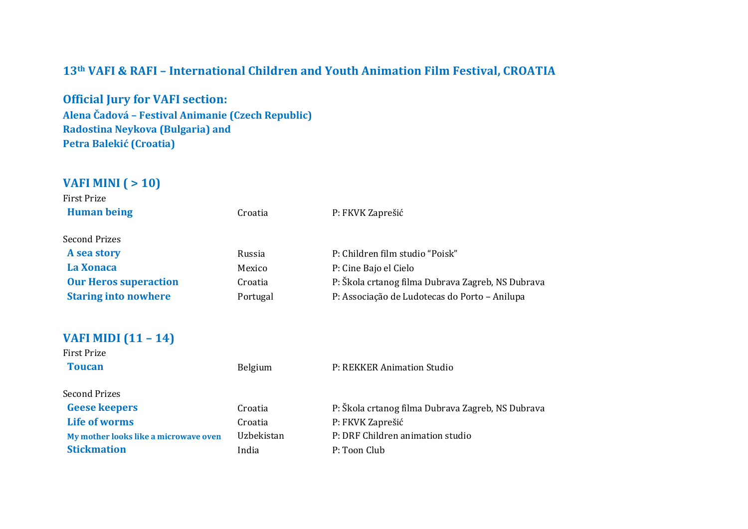# 13th VAFI & RAFI – International Children and Youth Animation Film Festival, CROATIA

## Official Jury for VAFI section:

**Alena Čadová – Festival Animanie (Czech Republic)**
**Radostina Neykova (Bulgaria) and**
**Petra Balekić (Croatia)**

## VAFI MINI ( > 10)

First Prize

| | | |
|---|---|---|
| **Human being** | Croatia | P: FKVK Zaprešić |

Second Prizes

| | | |
|---|---|---|
| **A sea story** | Russia | P: Children film studio "Poisk" |
| **La Xonaca** | Mexico | P: Cine Bajo el Cielo |
| **Our Heros superaction** | Croatia | P: Škola crtanog filma Dubrava Zagreb, NS Dubrava |
| **Staring into nowhere** | Portugal | P: Associação de Ludotecas do Porto – Anilupa |

## VAFI MIDI (11 – 14)

First Prize

| | | |
|---|---|---|
| **Toucan** | Belgium | P: REKKER Animation Studio |

Second Prizes

| | | |
|---|---|---|
| **Geese keepers** | Croatia | P: Škola crtanog filma Dubrava Zagreb, NS Dubrava |
| **Life of worms** | Croatia | P: FKVK Zaprešić |
| **My mother looks like a microwave oven** | Uzbekistan | P: DRF Children animation studio |
| **Stickmation** | India | P: Toon Club |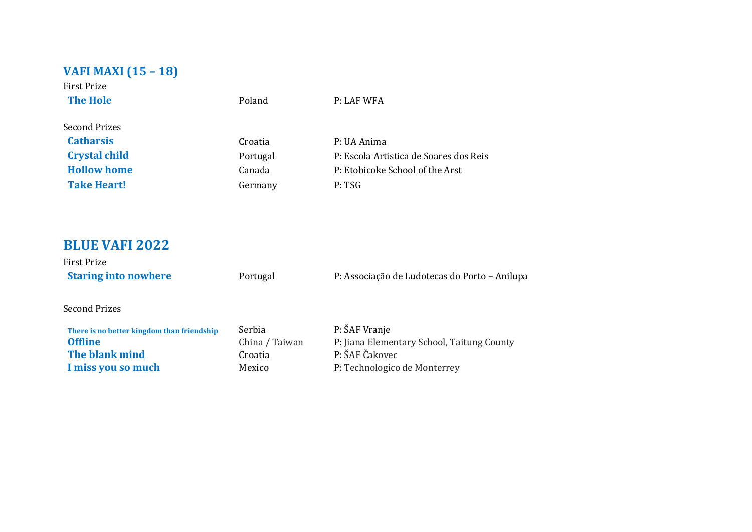## VAFI MAXI (15 – 18)

First Prize

| | | |
|---|---|---|
| **The Hole** | Poland | P: LAF WFA |

Second Prizes

| | | |
|---|---|---|
| **Catharsis** | Croatia | P: UA Anima |
| **Crystal child** | Portugal | P: Escola Artistica de Soares dos Reis |
| **Hollow home** | Canada | P: Etobicoke School of the Arst |
| **Take Heart!** | Germany | P: TSG |

## BLUE VAFI 2022

First Prize

| | | |
|---|---|---|
| **Staring into nowhere** | Portugal | P: Associação de Ludotecas do Porto – Anilupa |

Second Prizes

| | | |
|---|---|---|
| **There is no better kingdom than friendship** | Serbia | P: ŠAF Vranje |
| **Offline** | China / Taiwan | P: Jiana Elementary School, Taitung County |
| **The blank mind** | Croatia | P: ŠAF Čakovec |
| **I miss you so much** | Mexico | P: Technologico de Monterrey |